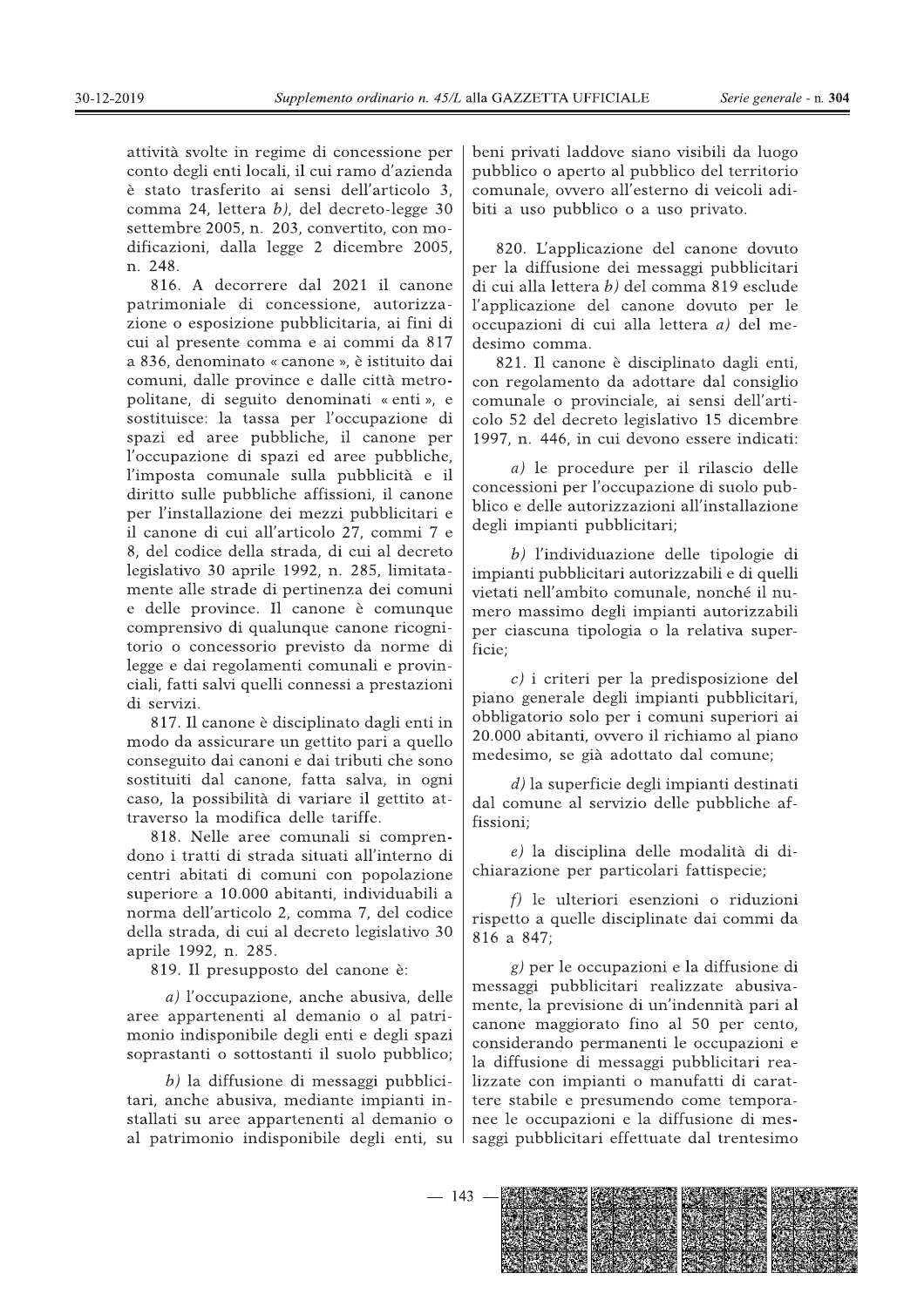attività svolte in regime di concessione per conto degli enti locali, il cui ramo d'azienda è stato trasferito ai sensi dell'articolo 3, comma 24, lettera *b)*, del decreto-legge 30 settembre 2005, n. 203, convertito, con modificazioni, dalla legge 2 dicembre 2005, n. 248.

816. A decorrere dal 2021 il canone patrimoniale di concessione, autorizzazione o esposizione pubblicitaria, ai fini di cui al presente comma e ai commi da 817 a 836, denominato « canone », è istituito dai comuni, dalle province e dalle città metropolitane, di seguito denominati « enti », e sostituisce: la tassa per l'occupazione di spazi ed aree pubbliche, il canone per l'occupazione di spazi ed aree pubbliche, l'imposta comunale sulla pubblicità e il diritto sulle pubbliche affissioni, il canone per l'installazione dei mezzi pubblicitari e il canone di cui all'articolo 27, commi 7 e 8, del codice della strada, di cui al decreto legislativo 30 aprile 1992, n. 285, limitatamente alle strade di pertinenza dei comuni e delle province. Il canone è comunque comprensivo di qualunque canone ricognitorio o concessorio previsto da norme di legge e dai regolamenti comunali e provinciali, fatti salvi quelli connessi a prestazioni di servizi.

817. Il canone è disciplinato dagli enti in modo da assicurare un gettito pari a quello conseguito dai canoni e dai tributi che sono sostituiti dal canone, fatta salva, in ogni caso, la possibilità di variare il gettito attraverso la modifica delle tariffe.

818. Nelle aree comunali si comprendono i tratti di strada situati all'interno di centri abitati di comuni con popolazione superiore a 10.000 abitanti, individuabili a norma dell'articolo 2, comma 7, del codice della strada, di cui al decreto legislativo 30 aprile 1992, n. 285.

819. Il presupposto del canone è:

*a)* l'occupazione, anche abusiva, delle aree appartenenti al demanio o al patrimonio indisponibile degli enti e degli spazi soprastanti o sottostanti il suolo pubblico;

*b)* la diffusione di messaggi pubblicitari, anche abusiva, mediante impianti installati su aree appartenenti al demanio o al patrimonio indisponibile degli enti, su beni privati laddove siano visibili da luogo pubblico o aperto al pubblico del territorio comunale, ovvero all'esterno di veicoli adibiti a uso pubblico o a uso privato.

820. L'applicazione del canone dovuto per la diffusione dei messaggi pubblicitari di cui alla lettera *b)* del comma 819 esclude l'applicazione del canone dovuto per le occupazioni di cui alla lettera *a)* del medesimo comma.

821. Il canone è disciplinato dagli enti, con regolamento da adottare dal consiglio comunale o provinciale, ai sensi dell'articolo 52 del decreto legislativo 15 dicembre 1997, n. 446, in cui devono essere indicati:

*a)* le procedure per il rilascio delle concessioni per l'occupazione di suolo pubblico e delle autorizzazioni all'installazione degli impianti pubblicitari;

*b)* l'individuazione delle tipologie di impianti pubblicitari autorizzabili e di quelli vietati nell'ambito comunale, nonché il numero massimo degli impianti autorizzabili per ciascuna tipologia o la relativa superficie;

*c)* i criteri per la predisposizione del piano generale degli impianti pubblicitari, obbligatorio solo per i comuni superiori ai 20.000 abitanti, ovvero il richiamo al piano medesimo, se già adottato dal comune;

*d)* la superficie degli impianti destinati dal comune al servizio delle pubbliche affissioni;

*e)* la disciplina delle modalità di dichiarazione per particolari fattispecie;

*f)* le ulteriori esenzioni o riduzioni rispetto a quelle disciplinate dai commi da 816 a 847;

*g)* per le occupazioni e la diffusione di messaggi pubblicitari realizzate abusivamente, la previsione di un'indennità pari al canone maggiorato fino al 50 per cento, considerando permanenti le occupazioni e la diffusione di messaggi pubblicitari realizzate con impianti o manufatti di carattere stabile e presumendo come temporanee le occupazioni e la diffusione di messaggi pubblicitari effettuate dal trentesimo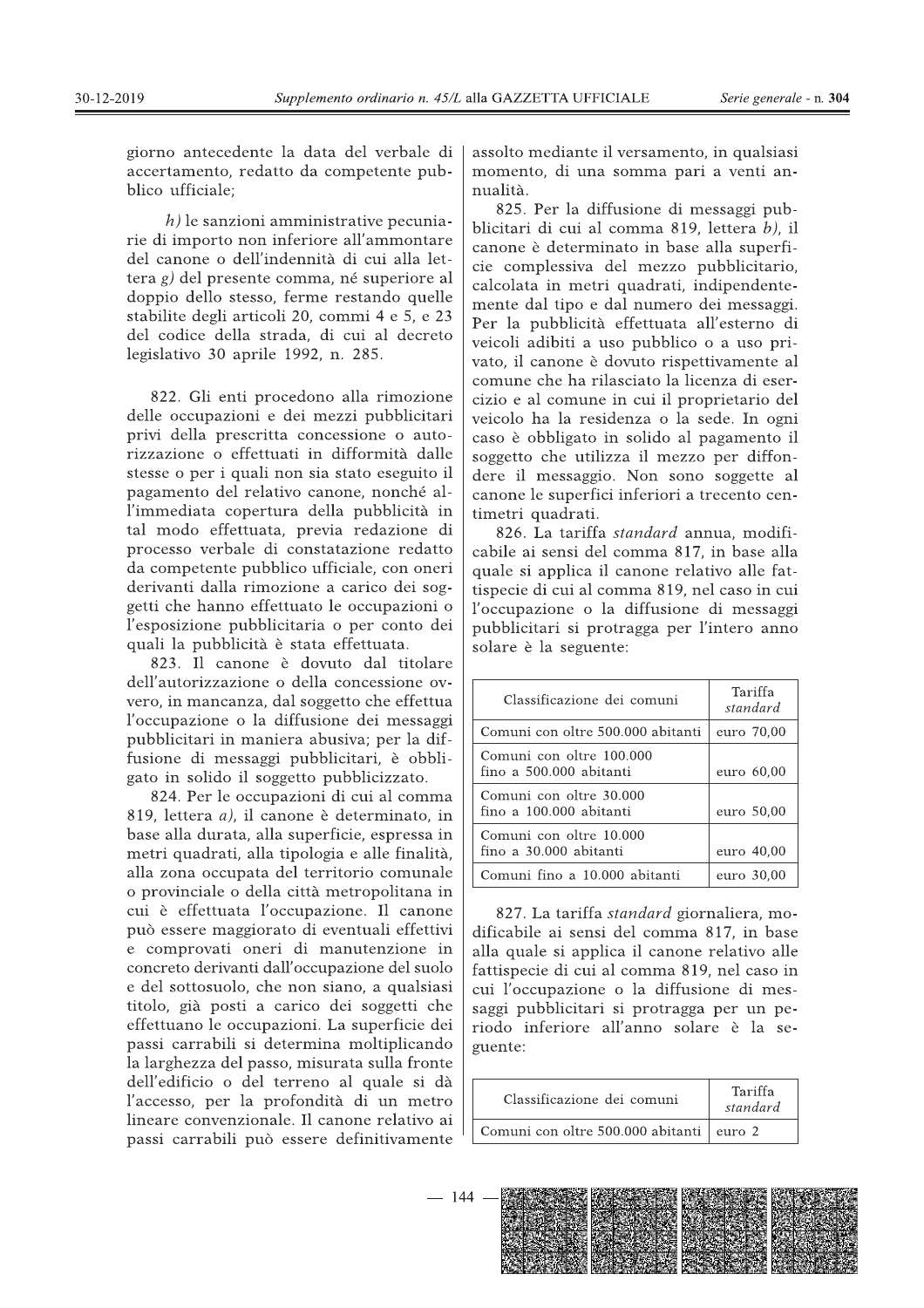giorno antecedente la data del verbale di accertamento, redatto da competente pubblico ufficiale;

*h)* le sanzioni amministrative pecuniarie di importo non inferiore all'ammontare del canone o dell'indennità di cui alla lettera *g)* del presente comma, né superiore al doppio dello stesso, ferme restando quelle stabilite degli articoli 20, commi 4 e 5, e 23 del codice della strada, di cui al decreto legislativo 30 aprile 1992, n. 285.

822. Gli enti procedono alla rimozione delle occupazioni e dei mezzi pubblicitari privi della prescritta concessione o autorizzazione o effettuati in difformità dalle stesse o per i quali non sia stato eseguito il pagamento del relativo canone, nonché all'immediata copertura della pubblicità in tal modo effettuata, previa redazione di processo verbale di constatazione redatto da competente pubblico ufficiale, con oneri derivanti dalla rimozione a carico dei soggetti che hanno effettuato le occupazioni o l'esposizione pubblicitaria o per conto dei quali la pubblicità è stata effettuata.

823. Il canone è dovuto dal titolare dell'autorizzazione o della concessione ovvero, in mancanza, dal soggetto che effettua l'occupazione o la diffusione dei messaggi pubblicitari in maniera abusiva; per la diffusione di messaggi pubblicitari, è obbligato in solido il soggetto pubblicizzato.

824. Per le occupazioni di cui al comma 819, lettera *a)*, il canone è determinato, in base alla durata, alla superficie, espressa in metri quadrati, alla tipologia e alle finalità, alla zona occupata del territorio comunale o provinciale o della città metropolitana in cui è effettuata l'occupazione. Il canone può essere maggiorato di eventuali effettivi e comprovati oneri di manutenzione in concreto derivanti dall'occupazione del suolo e del sottosuolo, che non siano, a qualsiasi titolo, già posti a carico dei soggetti che effettuano le occupazioni. La superficie dei passi carrabili si determina moltiplicando la larghezza del passo, misurata sulla fronte dell'edificio o del terreno al quale si dà l'accesso, per la profondità di un metro lineare convenzionale. Il canone relativo ai passi carrabili può essere definitivamente assolto mediante il versamento, in qualsiasi momento, di una somma pari a venti annualità.

825. Per la diffusione di messaggi pubblicitari di cui al comma 819, lettera *b)*, il canone è determinato in base alla superficie complessiva del mezzo pubblicitario, calcolata in metri quadrati, indipendentemente dal tipo e dal numero dei messaggi. Per la pubblicità effettuata all'esterno di veicoli adibiti a uso pubblico o a uso privato, il canone è dovuto rispettivamente al comune che ha rilasciato la licenza di esercizio e al comune in cui il proprietario del veicolo ha la residenza o la sede. In ogni caso è obbligato in solido al pagamento il soggetto che utilizza il mezzo per diffondere il messaggio. Non sono soggette al canone le superfici inferiori a trecento centimetri quadrati.

826. La tariffa *standard* annua, modificabile ai sensi del comma 817, in base alla quale si applica il canone relativo alle fattispecie di cui al comma 819, nel caso in cui l'occupazione o la diffusione di messaggi pubblicitari si protragga per l'intero anno solare è la seguente:

| Classificazione dei comuni | Tariffa *standard* |
|---|---|
| Comuni con oltre 500.000 abitanti | euro 70,00 |
| Comuni con oltre 100.000 fino a 500.000 abitanti | euro 60,00 |
| Comuni con oltre 30.000 fino a 100.000 abitanti | euro 50,00 |
| Comuni con oltre 10.000 fino a 30.000 abitanti | euro 40,00 |
| Comuni fino a 10.000 abitanti | euro 30,00 |

827. La tariffa *standard* giornaliera, modificabile ai sensi del comma 817, in base alla quale si applica il canone relativo alle fattispecie di cui al comma 819, nel caso in cui l'occupazione o la diffusione di messaggi pubblicitari si protragga per un periodo inferiore all'anno solare è la seguente:

| Classificazione dei comuni | Tariffa *standard* |
|---|---|
| Comuni con oltre 500.000 abitanti | euro 2 |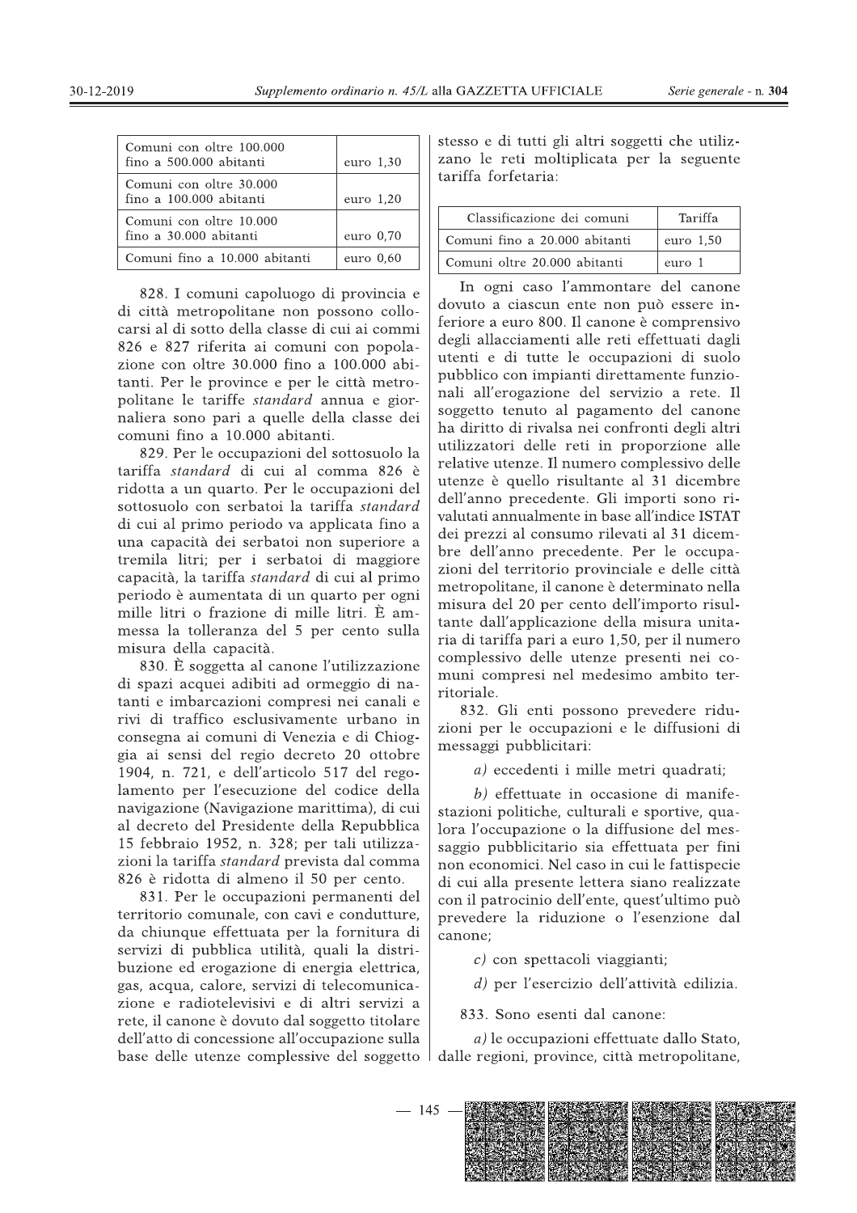| | |
|---|---|
| Comuni con oltre 100.000 fino a 500.000 abitanti | euro 1,30 |
| Comuni con oltre 30.000 fino a 100.000 abitanti | euro 1,20 |
| Comuni con oltre 10.000 fino a 30.000 abitanti | euro 0,70 |
| Comuni fino a 10.000 abitanti | euro 0,60 |

828. I comuni capoluogo di provincia e di città metropolitane non possono collocarsi al di sotto della classe di cui ai commi 826 e 827 riferita ai comuni con popolazione con oltre 30.000 fino a 100.000 abitanti. Per le province e per le città metropolitane le tariffe *standard* annua e giornaliera sono pari a quelle della classe dei comuni fino a 10.000 abitanti.

829. Per le occupazioni del sottosuolo la tariffa *standard* di cui al comma 826 è ridotta a un quarto. Per le occupazioni del sottosuolo con serbatoi la tariffa *standard* di cui al primo periodo va applicata fino a una capacità dei serbatoi non superiore a tremila litri; per i serbatoi di maggiore capacità, la tariffa *standard* di cui al primo periodo è aumentata di un quarto per ogni mille litri o frazione di mille litri. È ammessa la tolleranza del 5 per cento sulla misura della capacità.

830. È soggetta al canone l'utilizzazione di spazi acquei adibiti ad ormeggio di natanti e imbarcazioni compresi nei canali e rivi di traffico esclusivamente urbano in consegna ai comuni di Venezia e di Chioggia ai sensi del regio decreto 20 ottobre 1904, n. 721, e dell'articolo 517 del regolamento per l'esecuzione del codice della navigazione (Navigazione marittima), di cui al decreto del Presidente della Repubblica 15 febbraio 1952, n. 328; per tali utilizzazioni la tariffa *standard* prevista dal comma 826 è ridotta di almeno il 50 per cento.

831. Per le occupazioni permanenti del territorio comunale, con cavi e condutture, da chiunque effettuata per la fornitura di servizi di pubblica utilità, quali la distribuzione ed erogazione di energia elettrica, gas, acqua, calore, servizi di telecomunicazione e radiotelevisivi e di altri servizi a rete, il canone è dovuto dal soggetto titolare dell'atto di concessione all'occupazione sulla base delle utenze complessive del soggetto stesso e di tutti gli altri soggetti che utilizzano le reti moltiplicata per la seguente tariffa forfetaria:

| Classificazione dei comuni | Tariffa |
|---|---|
| Comuni fino a 20.000 abitanti | euro 1,50 |
| Comuni oltre 20.000 abitanti | euro 1 |

In ogni caso l'ammontare del canone dovuto a ciascun ente non può essere inferiore a euro 800. Il canone è comprensivo degli allacciamenti alle reti effettuati dagli utenti e di tutte le occupazioni di suolo pubblico con impianti direttamente funzionali all'erogazione del servizio a rete. Il soggetto tenuto al pagamento del canone ha diritto di rivalsa nei confronti degli altri utilizzatori delle reti in proporzione alle relative utenze. Il numero complessivo delle utenze è quello risultante al 31 dicembre dell'anno precedente. Gli importi sono rivalutati annualmente in base all'indice ISTAT dei prezzi al consumo rilevati al 31 dicembre dell'anno precedente. Per le occupazioni del territorio provinciale e delle città metropolitane, il canone è determinato nella misura del 20 per cento dell'importo risultante dall'applicazione della misura unitaria di tariffa pari a euro 1,50, per il numero complessivo delle utenze presenti nei comuni compresi nel medesimo ambito territoriale.

832. Gli enti possono prevedere riduzioni per le occupazioni e le diffusioni di messaggi pubblicitari:

*a)* eccedenti i mille metri quadrati;

*b)* effettuate in occasione di manifestazioni politiche, culturali e sportive, qualora l'occupazione o la diffusione del messaggio pubblicitario sia effettuata per fini non economici. Nel caso in cui le fattispecie di cui alla presente lettera siano realizzate con il patrocinio dell'ente, quest'ultimo può prevedere la riduzione o l'esenzione dal canone;

*c)* con spettacoli viaggianti;

*d)* per l'esercizio dell'attività edilizia.

833. Sono esenti dal canone:

*a)* le occupazioni effettuate dallo Stato, dalle regioni, province, città metropolitane,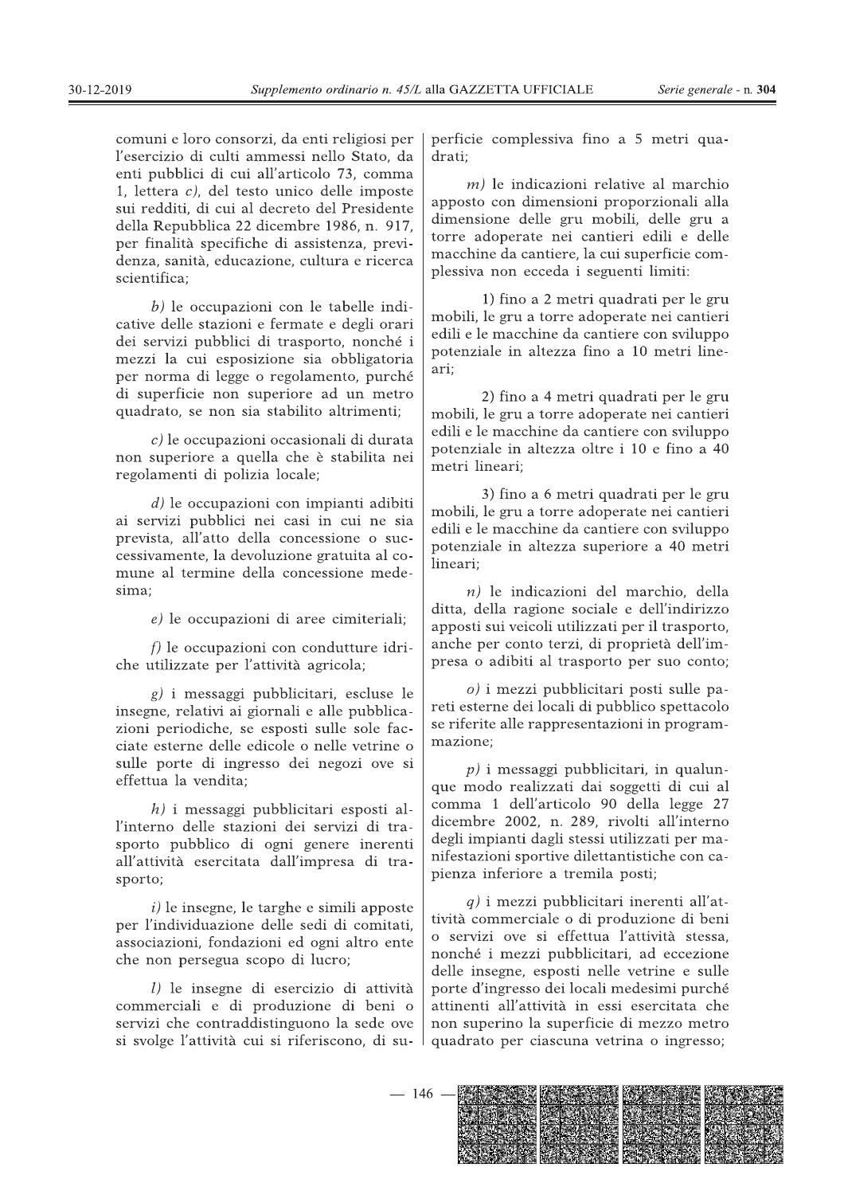comuni e loro consorzi, da enti religiosi per l'esercizio di culti ammessi nello Stato, da enti pubblici di cui all'articolo 73, comma 1, lettera *c)*, del testo unico delle imposte sui redditi, di cui al decreto del Presidente della Repubblica 22 dicembre 1986, n. 917, per finalità specifiche di assistenza, previdenza, sanità, educazione, cultura e ricerca scientifica;

*b)* le occupazioni con le tabelle indicative delle stazioni e fermate e degli orari dei servizi pubblici di trasporto, nonché i mezzi la cui esposizione sia obbligatoria per norma di legge o regolamento, purché di superficie non superiore ad un metro quadrato, se non sia stabilito altrimenti;

*c)* le occupazioni occasionali di durata non superiore a quella che è stabilita nei regolamenti di polizia locale;

*d)* le occupazioni con impianti adibiti ai servizi pubblici nei casi in cui ne sia prevista, all'atto della concessione o successivamente, la devoluzione gratuita al comune al termine della concessione medesima;

*e)* le occupazioni di aree cimiteriali;

*f)* le occupazioni con condutture idriche utilizzate per l'attività agricola;

*g)* i messaggi pubblicitari, escluse le insegne, relativi ai giornali e alle pubblicazioni periodiche, se esposti sulle sole facciate esterne delle edicole o nelle vetrine o sulle porte di ingresso dei negozi ove si effettua la vendita;

*h)* i messaggi pubblicitari esposti all'interno delle stazioni dei servizi di trasporto pubblico di ogni genere inerenti all'attività esercitata dall'impresa di trasporto;

*i)* le insegne, le targhe e simili apposte per l'individuazione delle sedi di comitati, associazioni, fondazioni ed ogni altro ente che non persegua scopo di lucro;

*l)* le insegne di esercizio di attività commerciali e di produzione di beni o servizi che contraddistinguono la sede ove si svolge l'attività cui si riferiscono, di superficie complessiva fino a 5 metri quadrati;

*m)* le indicazioni relative al marchio apposto con dimensioni proporzionali alla dimensione delle gru mobili, delle gru a torre adoperate nei cantieri edili e delle macchine da cantiere, la cui superficie complessiva non ecceda i seguenti limiti:

1) fino a 2 metri quadrati per le gru mobili, le gru a torre adoperate nei cantieri edili e le macchine da cantiere con sviluppo potenziale in altezza fino a 10 metri lineari;

2) fino a 4 metri quadrati per le gru mobili, le gru a torre adoperate nei cantieri edili e le macchine da cantiere con sviluppo potenziale in altezza oltre i 10 e fino a 40 metri lineari;

3) fino a 6 metri quadrati per le gru mobili, le gru a torre adoperate nei cantieri edili e le macchine da cantiere con sviluppo potenziale in altezza superiore a 40 metri lineari;

*n)* le indicazioni del marchio, della ditta, della ragione sociale e dell'indirizzo apposti sui veicoli utilizzati per il trasporto, anche per conto terzi, di proprietà dell'impresa o adibiti al trasporto per suo conto;

*o)* i mezzi pubblicitari posti sulle pareti esterne dei locali di pubblico spettacolo se riferite alle rappresentazioni in programmazione;

*p)* i messaggi pubblicitari, in qualunque modo realizzati dai soggetti di cui al comma 1 dell'articolo 90 della legge 27 dicembre 2002, n. 289, rivolti all'interno degli impianti dagli stessi utilizzati per manifestazioni sportive dilettantistiche con capienza inferiore a tremila posti;

*q)* i mezzi pubblicitari inerenti all'attività commerciale o di produzione di beni o servizi ove si effettua l'attività stessa, nonché i mezzi pubblicitari, ad eccezione delle insegne, esposti nelle vetrine e sulle porte d'ingresso dei locali medesimi purché attinenti all'attività in essi esercitata che non superino la superficie di mezzo metro quadrato per ciascuna vetrina o ingresso;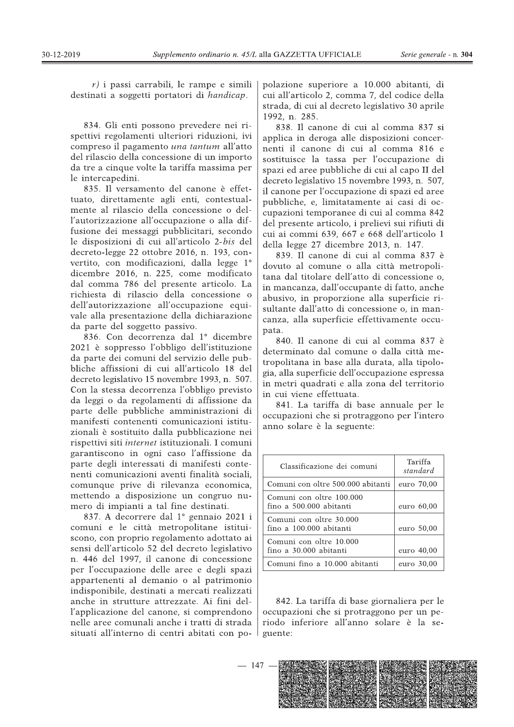*r)* i passi carrabili, le rampe e simili destinati a soggetti portatori di *handicap*.

834. Gli enti possono prevedere nei rispettivi regolamenti ulteriori riduzioni, ivi compreso il pagamento *una tantum* all'atto del rilascio della concessione di un importo da tre a cinque volte la tariffa massima per le intercapedini.

835. Il versamento del canone è effettuato, direttamente agli enti, contestualmente al rilascio della concessione o dell'autorizzazione all'occupazione o alla diffusione dei messaggi pubblicitari, secondo le disposizioni di cui all'articolo 2-*bis* del decreto-legge 22 ottobre 2016, n. 193, convertito, con modificazioni, dalla legge 1° dicembre 2016, n. 225, come modificato dal comma 786 del presente articolo. La richiesta di rilascio della concessione o dell'autorizzazione all'occupazione equivale alla presentazione della dichiarazione da parte del soggetto passivo.

836. Con decorrenza dal 1° dicembre 2021 è soppresso l'obbligo dell'istituzione da parte dei comuni del servizio delle pubbliche affissioni di cui all'articolo 18 del decreto legislativo 15 novembre 1993, n. 507. Con la stessa decorrenza l'obbligo previsto da leggi o da regolamenti di affissione da parte delle pubbliche amministrazioni di manifesti contenenti comunicazioni istituzionali è sostituito dalla pubblicazione nei rispettivi siti *internet* istituzionali. I comuni garantiscono in ogni caso l'affissione da parte degli interessati di manifesti contenenti comunicazioni aventi finalità sociali, comunque prive di rilevanza economica, mettendo a disposizione un congruo numero di impianti a tal fine destinati.

837. A decorrere dal 1° gennaio 2021 i comuni e le città metropolitane istituiscono, con proprio regolamento adottato ai sensi dell'articolo 52 del decreto legislativo n. 446 del 1997, il canone di concessione per l'occupazione delle aree e degli spazi appartenenti al demanio o al patrimonio indisponibile, destinati a mercati realizzati anche in strutture attrezzate. Ai fini dell'applicazione del canone, si comprendono nelle aree comunali anche i tratti di strada situati all'interno di centri abitati con popolazione superiore a 10.000 abitanti, di cui all'articolo 2, comma 7, del codice della strada, di cui al decreto legislativo 30 aprile 1992, n. 285.

838. Il canone di cui al comma 837 si applica in deroga alle disposizioni concernenti il canone di cui al comma 816 e sostituisce la tassa per l'occupazione di spazi ed aree pubbliche di cui al capo II del decreto legislativo 15 novembre 1993, n. 507, il canone per l'occupazione di spazi ed aree pubbliche, e, limitatamente ai casi di occupazioni temporanee di cui al comma 842 del presente articolo, i prelievi sui rifiuti di cui ai commi 639, 667 e 668 dell'articolo 1 della legge 27 dicembre 2013, n. 147.

839. Il canone di cui al comma 837 è dovuto al comune o alla città metropolitana dal titolare dell'atto di concessione o, in mancanza, dall'occupante di fatto, anche abusivo, in proporzione alla superficie risultante dall'atto di concessione o, in mancanza, alla superficie effettivamente occupata.

840. Il canone di cui al comma 837 è determinato dal comune o dalla città metropolitana in base alla durata, alla tipologia, alla superficie dell'occupazione espressa in metri quadrati e alla zona del territorio in cui viene effettuata.

841. La tariffa di base annuale per le occupazioni che si protraggono per l'intero anno solare è la seguente:

| Classificazione dei comuni | Tariffa *standard* |
|---|---|
| Comuni con oltre 500.000 abitanti | euro 70,00 |
| Comuni con oltre 100.000 fino a 500.000 abitanti | euro 60,00 |
| Comuni con oltre 30.000 fino a 100.000 abitanti | euro 50,00 |
| Comuni con oltre 10.000 fino a 30.000 abitanti | euro 40,00 |
| Comuni fino a 10.000 abitanti | euro 30,00 |

842. La tariffa di base giornaliera per le occupazioni che si protraggono per un periodo inferiore all'anno solare è la seguente: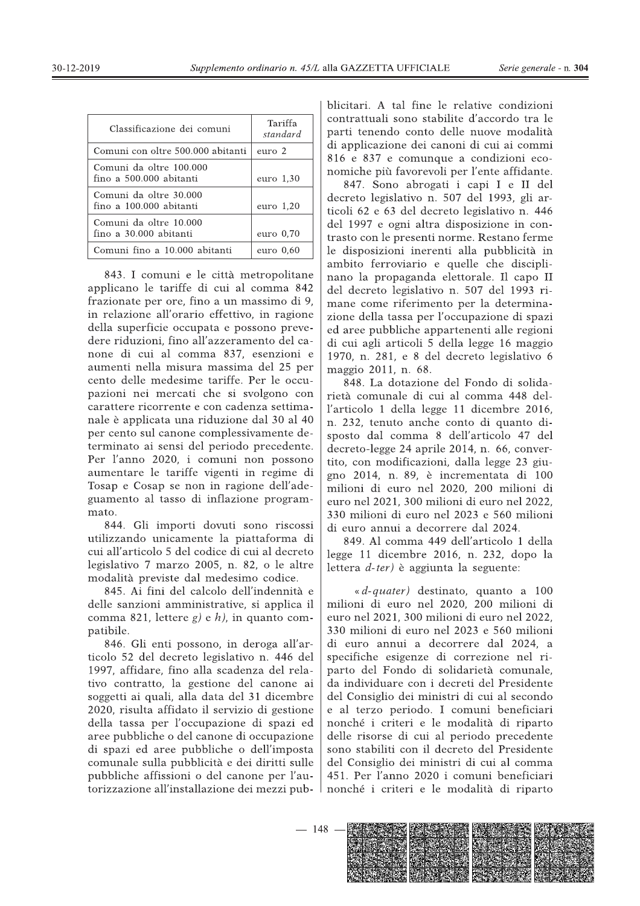| Classificazione dei comuni | Tariffa *standard* |
|---|---|
| Comuni con oltre 500.000 abitanti | euro 2 |
| Comuni da oltre 100.000 fino a 500.000 abitanti | euro 1,30 |
| Comuni da oltre 30.000 fino a 100.000 abitanti | euro 1,20 |
| Comuni da oltre 10.000 fino a 30.000 abitanti | euro 0,70 |
| Comuni fino a 10.000 abitanti | euro 0,60 |

843. I comuni e le città metropolitane applicano le tariffe di cui al comma 842 frazionate per ore, fino a un massimo di 9, in relazione all'orario effettivo, in ragione della superficie occupata e possono prevedere riduzioni, fino all'azzeramento del canone di cui al comma 837, esenzioni e aumenti nella misura massima del 25 per cento delle medesime tariffe. Per le occupazioni nei mercati che si svolgono con carattere ricorrente e con cadenza settimanale è applicata una riduzione dal 30 al 40 per cento sul canone complessivamente determinato ai sensi del periodo precedente. Per l'anno 2020, i comuni non possono aumentare le tariffe vigenti in regime di Tosap e Cosap se non in ragione dell'adeguamento al tasso di inflazione programmato.

844. Gli importi dovuti sono riscossi utilizzando unicamente la piattaforma di cui all'articolo 5 del codice di cui al decreto legislativo 7 marzo 2005, n. 82, o le altre modalità previste dal medesimo codice.

845. Ai fini del calcolo dell'indennità e delle sanzioni amministrative, si applica il comma 821, lettere *g)* e *h)*, in quanto compatibile.

846. Gli enti possono, in deroga all'articolo 52 del decreto legislativo n. 446 del 1997, affidare, fino alla scadenza del relativo contratto, la gestione del canone ai soggetti ai quali, alla data del 31 dicembre 2020, risulta affidato il servizio di gestione della tassa per l'occupazione di spazi ed aree pubbliche o del canone di occupazione di spazi ed aree pubbliche o dell'imposta comunale sulla pubblicità e dei diritti sulle pubbliche affissioni o del canone per l'autorizzazione all'installazione dei mezzi pubblicitari. A tal fine le relative condizioni contrattuali sono stabilite d'accordo tra le parti tenendo conto delle nuove modalità di applicazione dei canoni di cui ai commi 816 e 837 e comunque a condizioni economiche più favorevoli per l'ente affidante.

847. Sono abrogati i capi I e II del decreto legislativo n. 507 del 1993, gli articoli 62 e 63 del decreto legislativo n. 446 del 1997 e ogni altra disposizione in contrasto con le presenti norme. Restano ferme le disposizioni inerenti alla pubblicità in ambito ferroviario e quelle che disciplinano la propaganda elettorale. Il capo II del decreto legislativo n. 507 del 1993 rimane come riferimento per la determinazione della tassa per l'occupazione di spazi ed aree pubbliche appartenenti alle regioni di cui agli articoli 5 della legge 16 maggio 1970, n. 281, e 8 del decreto legislativo 6 maggio 2011, n. 68.

848. La dotazione del Fondo di solidarietà comunale di cui al comma 448 dell'articolo 1 della legge 11 dicembre 2016, n. 232, tenuto anche conto di quanto disposto dal comma 8 dell'articolo 47 del decreto-legge 24 aprile 2014, n. 66, convertito, con modificazioni, dalla legge 23 giugno 2014, n. 89, è incrementata di 100 milioni di euro nel 2020, 200 milioni di euro nel 2021, 300 milioni di euro nel 2022, 330 milioni di euro nel 2023 e 560 milioni di euro annui a decorrere dal 2024.

849. Al comma 449 dell'articolo 1 della legge 11 dicembre 2016, n. 232, dopo la lettera *d-ter)* è aggiunta la seguente:

«*d-quater)* destinato, quanto a 100 milioni di euro nel 2020, 200 milioni di euro nel 2021, 300 milioni di euro nel 2022, 330 milioni di euro nel 2023 e 560 milioni di euro annui a decorrere dal 2024, a specifiche esigenze di correzione nel riparto del Fondo di solidarietà comunale, da individuare con i decreti del Presidente del Consiglio dei ministri di cui al secondo e al terzo periodo. I comuni beneficiari nonché i criteri e le modalità di riparto delle risorse di cui al periodo precedente sono stabiliti con il decreto del Presidente del Consiglio dei ministri di cui al comma 451. Per l'anno 2020 i comuni beneficiari nonché i criteri e le modalità di riparto